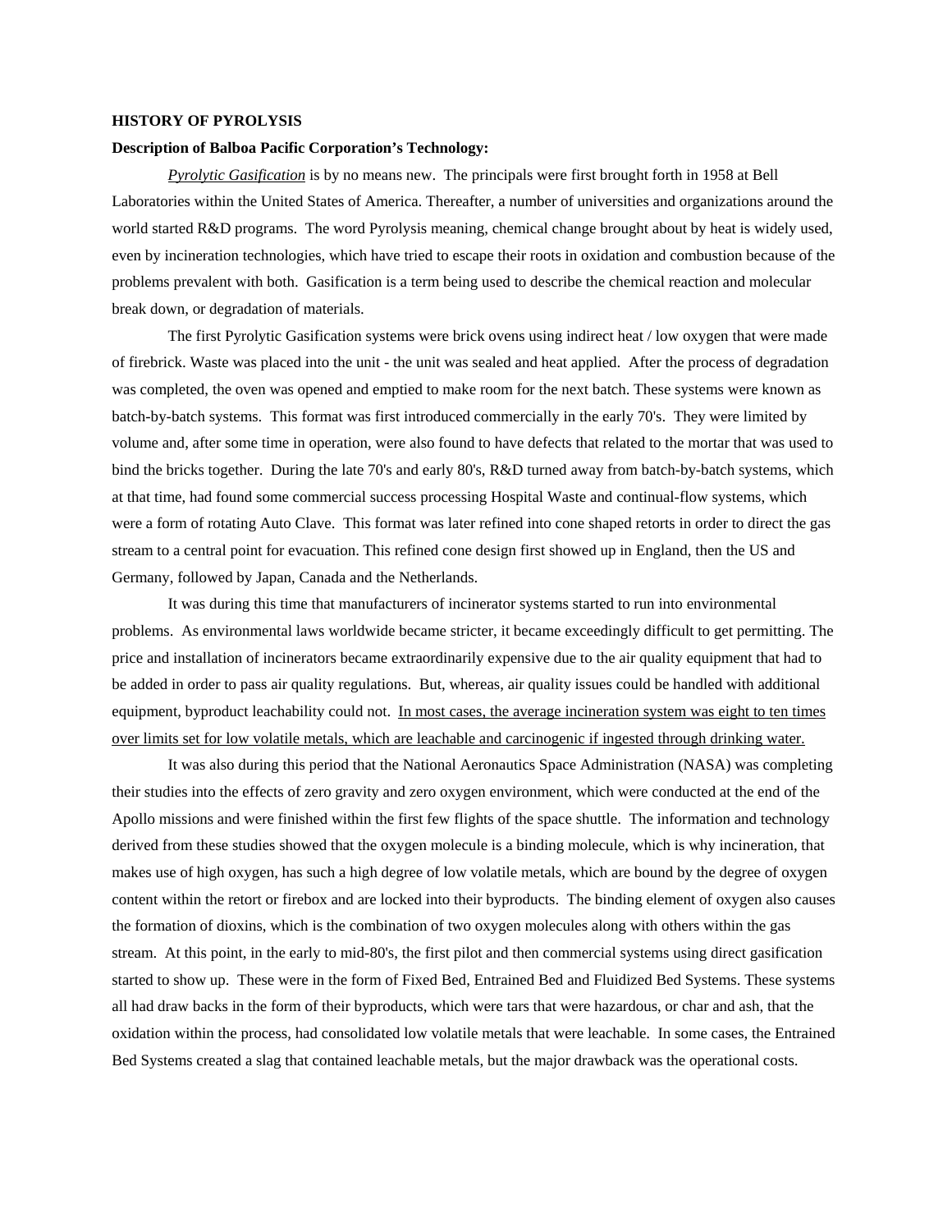**HISTORY OF PYROLYSIS**

**Description of Balboa Pacific Corporation's Technology:**

*Pyrolytic Gasification* is by no means new. The principals were first brought forth in 1958 at Bell Laboratories within the United States of America. Thereafter, a number of universities and organizations around the world started R&D programs. The word Pyrolysis meaning, chemical change brought about by heat is widely used, even by incineration technologies, which have tried to escape their roots in oxidation and combustion because of the problems prevalent with both. Gasification is a term being used to describe the chemical reaction and molecular break down, or degradation of materials.

The first Pyrolytic Gasification systems were brick ovens using indirect heat / low oxygen that were made of firebrick. Waste was placed into the unit - the unit was sealed and heat applied. After the process of degradation was completed, the oven was opened and emptied to make room for the next batch. These systems were known as batch-by-batch systems. This format was first introduced commercially in the early 70's. They were limited by volume and, after some time in operation, were also found to have defects that related to the mortar that was used to bind the bricks together. During the late 70's and early 80's, R&D turned away from batch-by-batch systems, which at that time, had found some commercial success processing Hospital Waste and continual-flow systems, which were a form of rotating Auto Clave. This format was later refined into cone shaped retorts in order to direct the gas stream to a central point for evacuation. This refined cone design first showed up in England, then the US and Germany, followed by Japan, Canada and the Netherlands.

It was during this time that manufacturers of incinerator systems started to run into environmental problems. As environmental laws worldwide became stricter, it became exceedingly difficult to get permitting. The price and installation of incinerators became extraordinarily expensive due to the air quality equipment that had to be added in order to pass air quality regulations. But, whereas, air quality issues could be handled with additional equipment, byproduct leachability could not. <u>In most cases, the average incineration system was eight to ten times over limits set for low volatile metals, which are leachable and carcinogenic if ingested through drinking water.</u>

It was also during this period that the National Aeronautics Space Administration (NASA) was completing their studies into the effects of zero gravity and zero oxygen environment, which were conducted at the end of the Apollo missions and were finished within the first few flights of the space shuttle. The information and technology derived from these studies showed that the oxygen molecule is a binding molecule, which is why incineration, that makes use of high oxygen, has such a high degree of low volatile metals, which are bound by the degree of oxygen content within the retort or firebox and are locked into their byproducts. The binding element of oxygen also causes the formation of dioxins, which is the combination of two oxygen molecules along with others within the gas stream. At this point, in the early to mid-80's, the first pilot and then commercial systems using direct gasification started to show up. These were in the form of Fixed Bed, Entrained Bed and Fluidized Bed Systems. These systems all had draw backs in the form of their byproducts, which were tars that were hazardous, or char and ash, that the oxidation within the process, had consolidated low volatile metals that were leachable. In some cases, the Entrained Bed Systems created a slag that contained leachable metals, but the major drawback was the operational costs.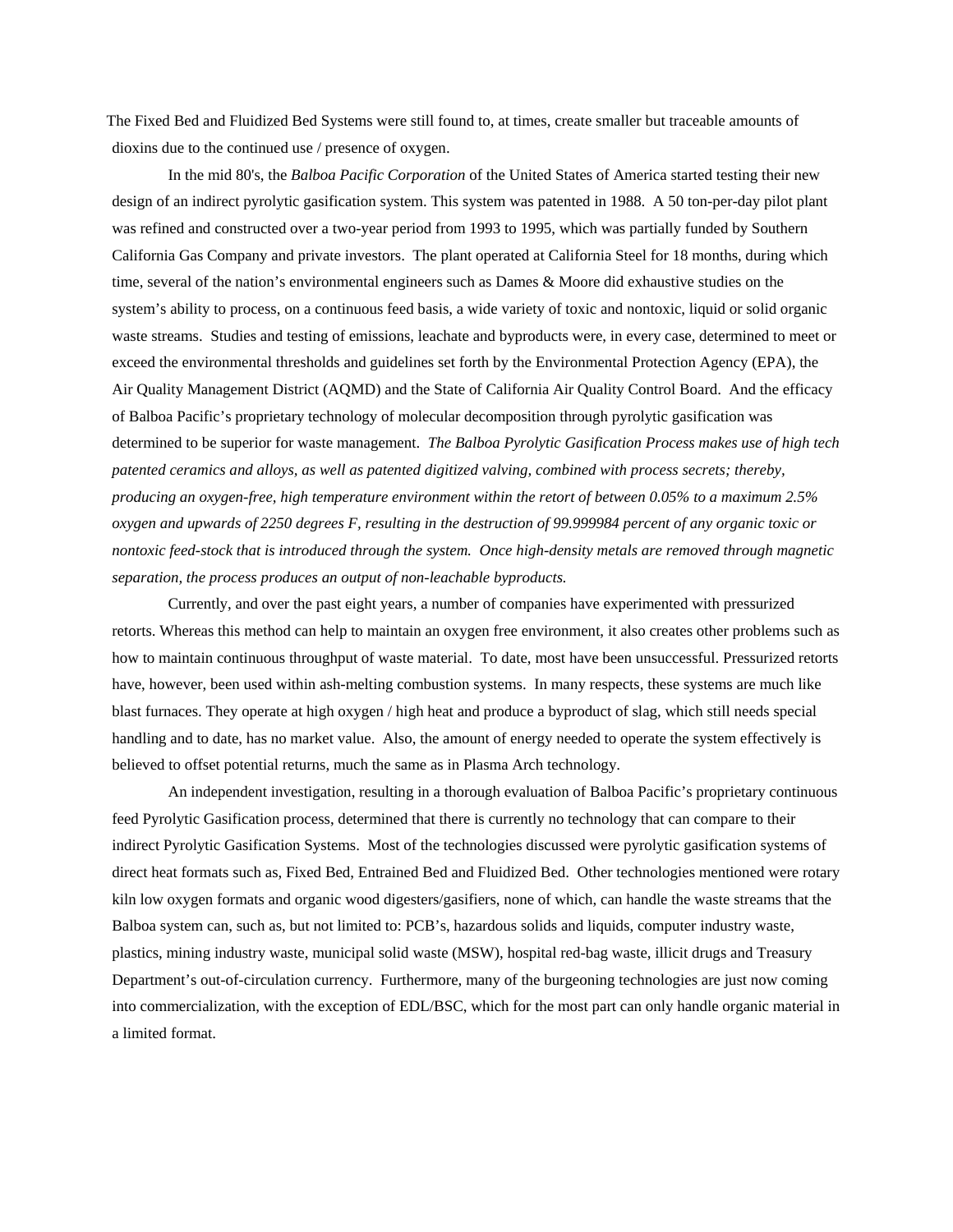The Fixed Bed and Fluidized Bed Systems were still found to, at times, create smaller but traceable amounts of dioxins due to the continued use / presence of oxygen.

In the mid 80's, the *Balboa Pacific Corporation* of the United States of America started testing their new design of an indirect pyrolytic gasification system. This system was patented in 1988. A 50 ton-per-day pilot plant was refined and constructed over a two-year period from 1993 to 1995, which was partially funded by Southern California Gas Company and private investors. The plant operated at California Steel for 18 months, during which time, several of the nation's environmental engineers such as Dames & Moore did exhaustive studies on the system's ability to process, on a continuous feed basis, a wide variety of toxic and nontoxic, liquid or solid organic waste streams. Studies and testing of emissions, leachate and byproducts were, in every case, determined to meet or exceed the environmental thresholds and guidelines set forth by the Environmental Protection Agency (EPA), the Air Quality Management District (AQMD) and the State of California Air Quality Control Board. And the efficacy of Balboa Pacific's proprietary technology of molecular decomposition through pyrolytic gasification was determined to be superior for waste management. *The Balboa Pyrolytic Gasification Process makes use of high tech patented ceramics and alloys, as well as patented digitized valving, combined with process secrets; thereby, producing an oxygen-free, high temperature environment within the retort of between 0.05% to a maximum 2.5% oxygen and upwards of 2250 degrees F, resulting in the destruction of 99.999984 percent of any organic toxic or nontoxic feed-stock that is introduced through the system. Once high-density metals are removed through magnetic separation, the process produces an output of non-leachable byproducts.*

Currently, and over the past eight years, a number of companies have experimented with pressurized retorts. Whereas this method can help to maintain an oxygen free environment, it also creates other problems such as how to maintain continuous throughput of waste material. To date, most have been unsuccessful. Pressurized retorts have, however, been used within ash-melting combustion systems. In many respects, these systems are much like blast furnaces. They operate at high oxygen / high heat and produce a byproduct of slag, which still needs special handling and to date, has no market value. Also, the amount of energy needed to operate the system effectively is believed to offset potential returns, much the same as in Plasma Arch technology.

An independent investigation, resulting in a thorough evaluation of Balboa Pacific's proprietary continuous feed Pyrolytic Gasification process, determined that there is currently no technology that can compare to their indirect Pyrolytic Gasification Systems. Most of the technologies discussed were pyrolytic gasification systems of direct heat formats such as, Fixed Bed, Entrained Bed and Fluidized Bed. Other technologies mentioned were rotary kiln low oxygen formats and organic wood digesters/gasifiers, none of which, can handle the waste streams that the Balboa system can, such as, but not limited to: PCB's, hazardous solids and liquids, computer industry waste, plastics, mining industry waste, municipal solid waste (MSW), hospital red-bag waste, illicit drugs and Treasury Department's out-of-circulation currency. Furthermore, many of the burgeoning technologies are just now coming into commercialization, with the exception of EDL/BSC, which for the most part can only handle organic material in a limited format.